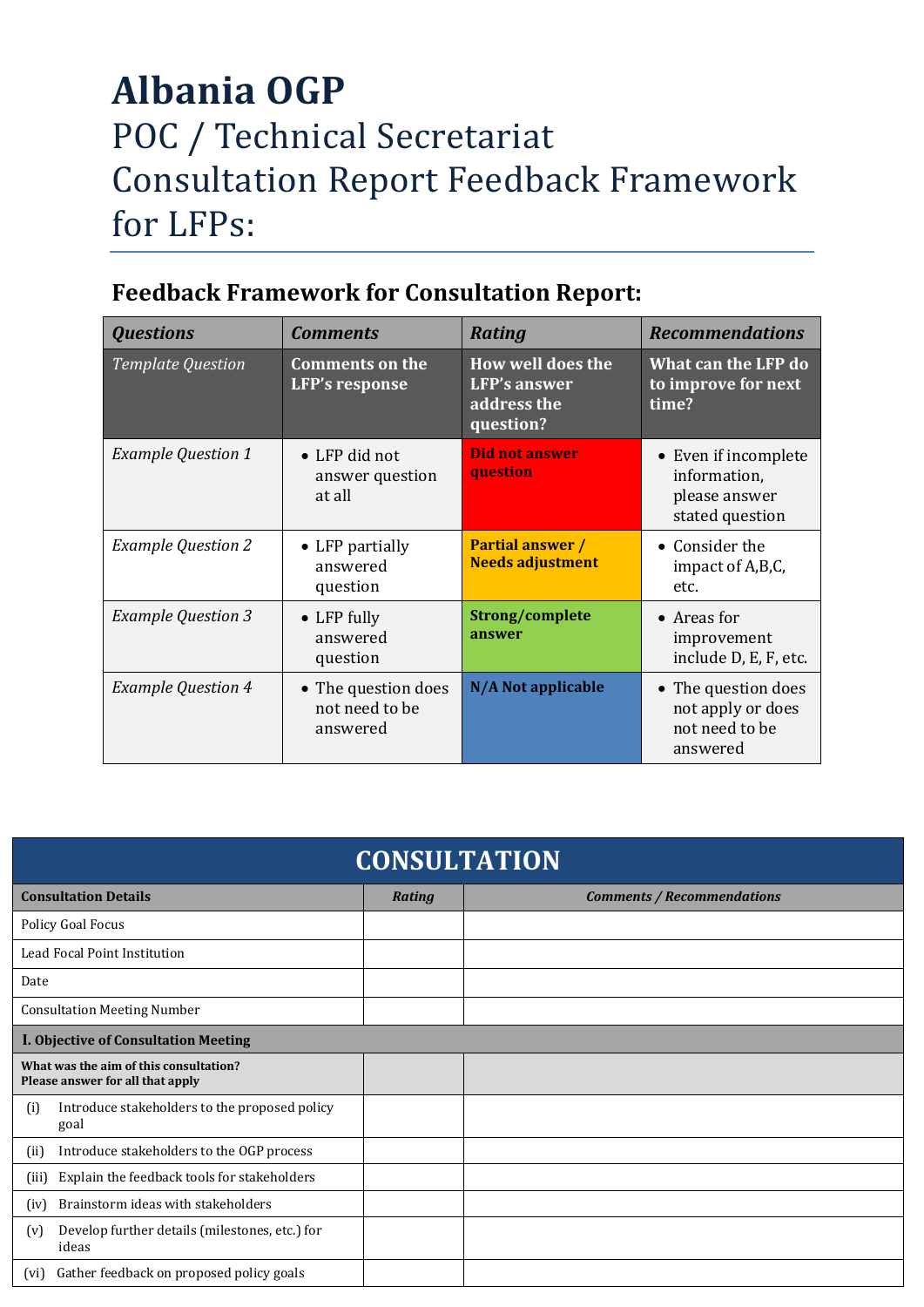# Albania OGP

## POC / Technical Secretariat Consultation Report Feedback Framework for LFPs:

### Feedback Framework for Consultation Report:

| ***Questions*** | ***Comments*** | ***Rating*** | ***Recommendations*** |
|---|---|---|---|
| *Template Question* | **Comments on the LFP's response** | **How well does the LFP's answer address the question?** | **What can the LFP do to improve for next time?** |
| *Example Question 1* | • LFP did not answer question at all | **Did not answer question** | • Even if incomplete information, please answer stated question |
| *Example Question 2* | • LFP partially answered question | **Partial answer / Needs adjustment** | • Consider the impact of A,B,C, etc. |
| *Example Question 3* | • LFP fully answered question | **Strong/complete answer** | • Areas for improvement include D, E, F, etc. |
| *Example Question 4* | • The question does not need to be answered | **N/A Not applicable** | • The question does not apply or does not need to be answered |

## CONSULTATION

| **Consultation Details** | ***Rating*** | ***Comments / Recommendations*** |
|---|---|---|
| Policy Goal Focus | | |
| Lead Focal Point Institution | | |
| Date | | |
| Consultation Meeting Number | | |
| **I. Objective of Consultation Meeting** | | |
| **What was the aim of this consultation? Please answer for all that apply** | | |
| (i) Introduce stakeholders to the proposed policy goal | | |
| (ii) Introduce stakeholders to the OGP process | | |
| (iii) Explain the feedback tools for stakeholders | | |
| (iv) Brainstorm ideas with stakeholders | | |
| (v) Develop further details (milestones, etc.) for ideas | | |
| (vi) Gather feedback on proposed policy goals | | |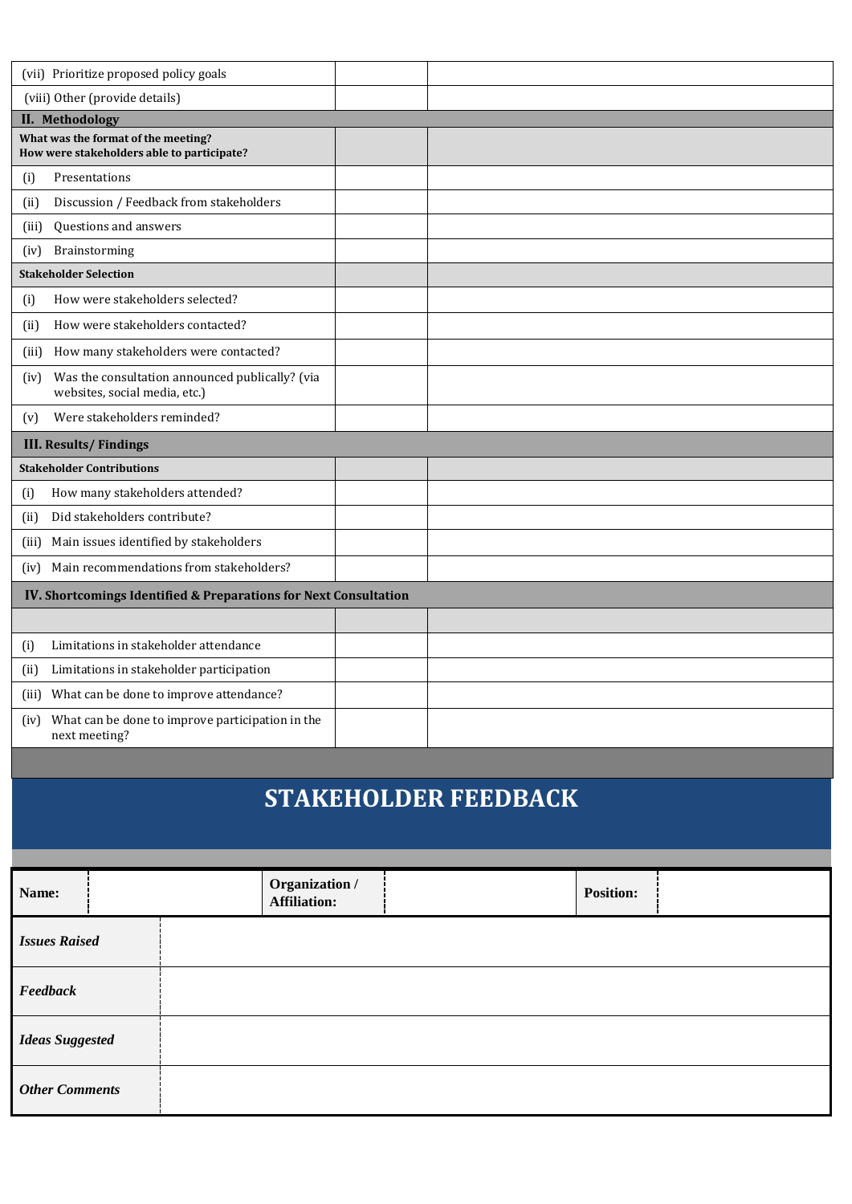| | | |
|---|---|---|
| (vii) Prioritize proposed policy goals | | |
| (viii) Other (provide details) | | |
| **II. Methodology** | | |
| **What was the format of the meeting? How were stakeholders able to participate?** | | |
| (i) Presentations | | |
| (ii) Discussion / Feedback from stakeholders | | |
| (iii) Questions and answers | | |
| (iv) Brainstorming | | |
| **Stakeholder Selection** | | |
| (i) How were stakeholders selected? | | |
| (ii) How were stakeholders contacted? | | |
| (iii) How many stakeholders were contacted? | | |
| (iv) Was the consultation announced publically? (via websites, social media, etc.) | | |
| (v) Were stakeholders reminded? | | |
| **III. Results/ Findings** | | |
| **Stakeholder Contributions** | | |
| (i) How many stakeholders attended? | | |
| (ii) Did stakeholders contribute? | | |
| (iii) Main issues identified by stakeholders | | |
| (iv) Main recommendations from stakeholders? | | |
| **IV. Shortcomings Identified & Preparations for Next Consultation** | | |
| | | |
| (i) Limitations in stakeholder attendance | | |
| (ii) Limitations in stakeholder participation | | |
| (iii) What can be done to improve attendance? | | |
| (iv) What can be done to improve participation in the next meeting? | | |

# STAKEHOLDER FEEDBACK

| **Name:** | | **Organization / Affiliation:** | | **Position:** | |
|---|---|---|---|---|---|

| | |
|---|---|
| ***Issues Raised*** | |
| ***Feedback*** | |
| ***Ideas Suggested*** | |
| ***Other Comments*** | |